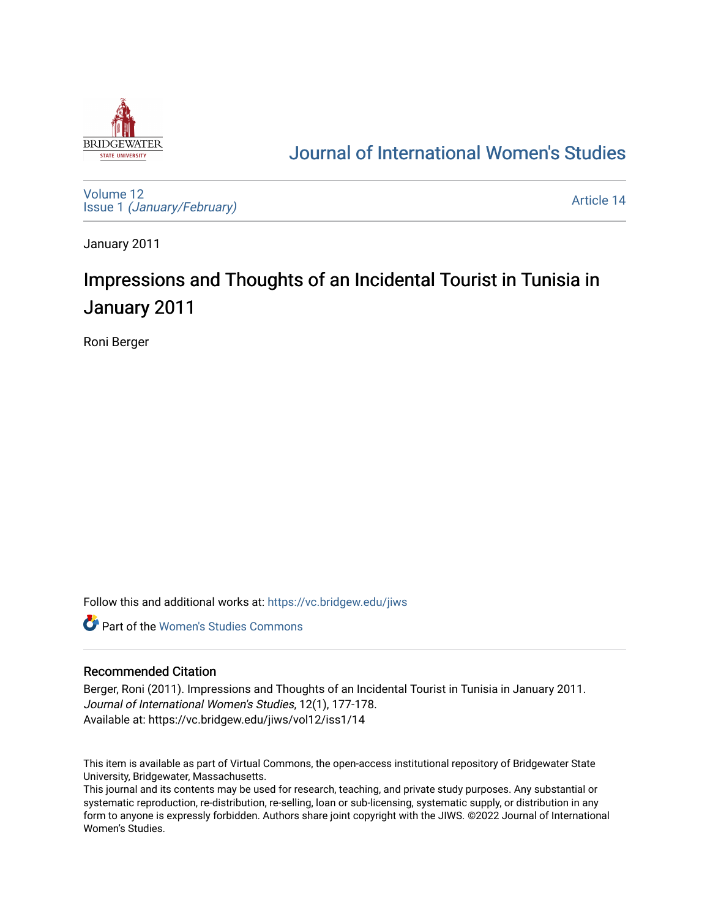Journal of International Women's Studies

Volume 12
Issue 1 *(January/February)*

Article 14

January 2011

# Impressions and Thoughts of an Incidental Tourist in Tunisia in January 2011

Roni Berger

Follow this and additional works at: https://vc.bridgew.edu/jiws

Part of the Women's Studies Commons

## Recommended Citation

Berger, Roni (2011). Impressions and Thoughts of an Incidental Tourist in Tunisia in January 2011. *Journal of International Women's Studies*, 12(1), 177-178.
Available at: https://vc.bridgew.edu/jiws/vol12/iss1/14

This item is available as part of Virtual Commons, the open-access institutional repository of Bridgewater State University, Bridgewater, Massachusetts.
This journal and its contents may be used for research, teaching, and private study purposes. Any substantial or systematic reproduction, re-distribution, re-selling, loan or sub-licensing, systematic supply, or distribution in any form to anyone is expressly forbidden. Authors share joint copyright with the JIWS. ©2022 Journal of International Women's Studies.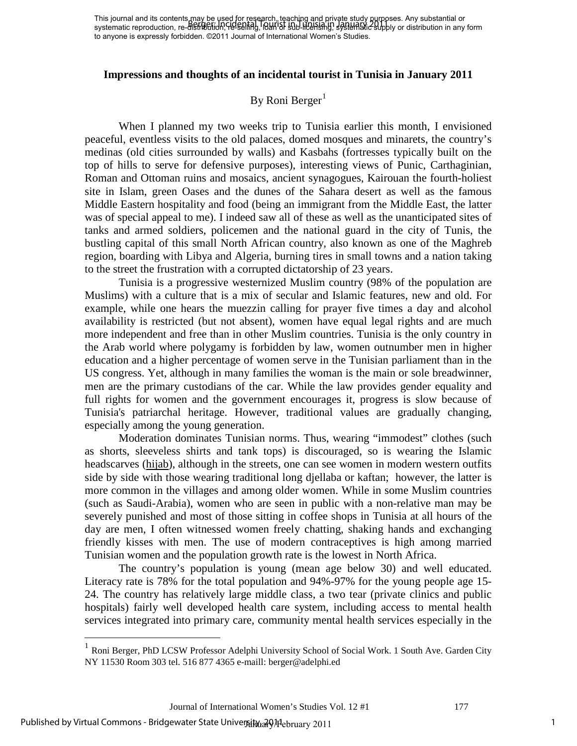# Impressions and thoughts of an incidental tourist in Tunisia in January 2011

By Roni Berger[1]

When I planned my two weeks trip to Tunisia earlier this month, I envisioned peaceful, eventless visits to the old palaces, domed mosques and minarets, the country's medinas (old cities surrounded by walls) and Kasbahs (fortresses typically built on the top of hills to serve for defensive purposes), interesting views of Punic, Carthaginian, Roman and Ottoman ruins and mosaics, ancient synagogues, Kairouan the fourth-holiest site in Islam, green Oases and the dunes of the Sahara desert as well as the famous Middle Eastern hospitality and food (being an immigrant from the Middle East, the latter was of special appeal to me). I indeed saw all of these as well as the unanticipated sites of tanks and armed soldiers, policemen and the national guard in the city of Tunis, the bustling capital of this small North African country, also known as one of the Maghreb region, boarding with Libya and Algeria, burning tires in small towns and a nation taking to the street the frustration with a corrupted dictatorship of 23 years.

Tunisia is a progressive westernized Muslim country (98% of the population are Muslims) with a culture that is a mix of secular and Islamic features, new and old. For example, while one hears the muezzin calling for prayer five times a day and alcohol availability is restricted (but not absent), women have equal legal rights and are much more independent and free than in other Muslim countries. Tunisia is the only country in the Arab world where polygamy is forbidden by law, women outnumber men in higher education and a higher percentage of women serve in the Tunisian parliament than in the US congress. Yet, although in many families the woman is the main or sole breadwinner, men are the primary custodians of the car. While the law provides gender equality and full rights for women and the government encourages it, progress is slow because of Tunisia's patriarchal heritage. However, traditional values are gradually changing, especially among the young generation.

Moderation dominates Tunisian norms. Thus, wearing "immodest" clothes (such as shorts, sleeveless shirts and tank tops) is discouraged, so is wearing the Islamic headscarves (hijab), although in the streets, one can see women in modern western outfits side by side with those wearing traditional long djellaba or kaftan; however, the latter is more common in the villages and among older women. While in some Muslim countries (such as Saudi-Arabia), women who are seen in public with a non-relative man may be severely punished and most of those sitting in coffee shops in Tunisia at all hours of the day are men, I often witnessed women freely chatting, shaking hands and exchanging friendly kisses with men. The use of modern contraceptives is high among married Tunisian women and the population growth rate is the lowest in North Africa.

The country's population is young (mean age below 30) and well educated. Literacy rate is 78% for the total population and 94%-97% for the young people age 15-24. The country has relatively large middle class, a two tear (private clinics and public hospitals) fairly well developed health care system, including access to mental health services integrated into primary care, community mental health services especially in the

---

[1] Roni Berger, PhD LCSW Professor Adelphi University School of Social Work. 1 South Ave. Garden City NY 11530 Room 303 tel. 516 877 4365 e-maill: berger@adelphi.ed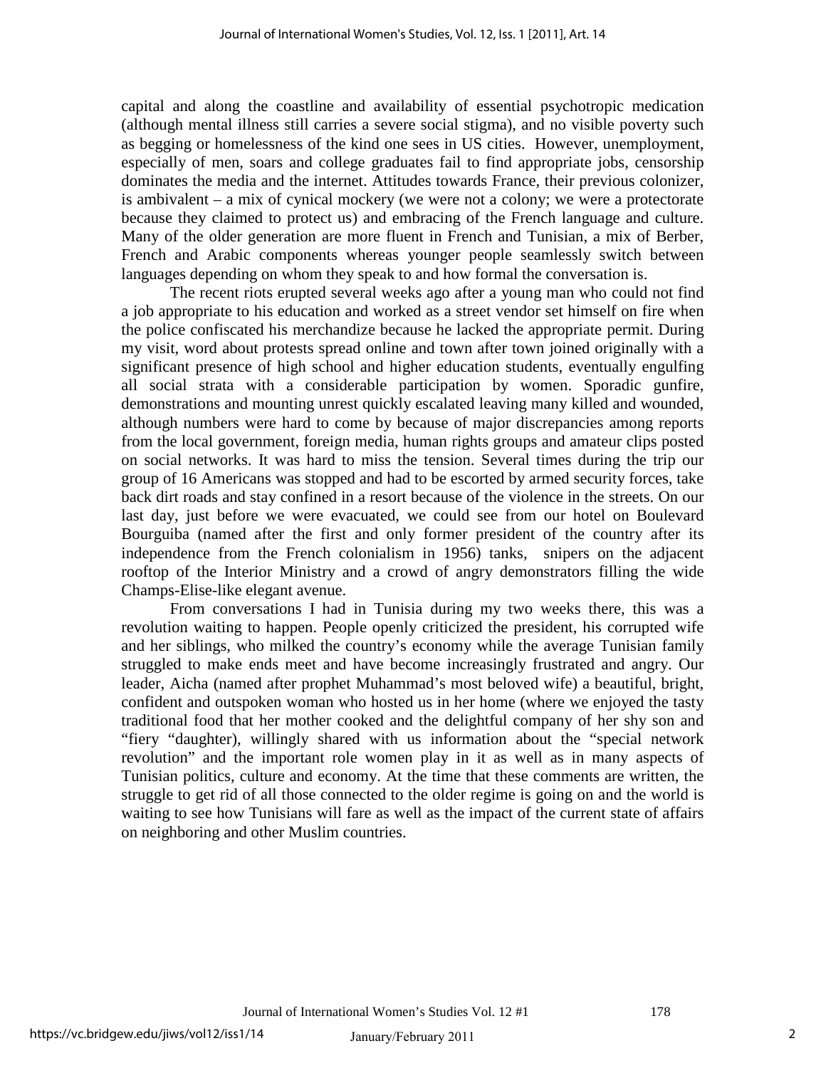capital and along the coastline and availability of essential psychotropic medication (although mental illness still carries a severe social stigma), and no visible poverty such as begging or homelessness of the kind one sees in US cities. However, unemployment, especially of men, soars and college graduates fail to find appropriate jobs, censorship dominates the media and the internet. Attitudes towards France, their previous colonizer, is ambivalent – a mix of cynical mockery (we were not a colony; we were a protectorate because they claimed to protect us) and embracing of the French language and culture. Many of the older generation are more fluent in French and Tunisian, a mix of Berber, French and Arabic components whereas younger people seamlessly switch between languages depending on whom they speak to and how formal the conversation is.

The recent riots erupted several weeks ago after a young man who could not find a job appropriate to his education and worked as a street vendor set himself on fire when the police confiscated his merchandize because he lacked the appropriate permit. During my visit, word about protests spread online and town after town joined originally with a significant presence of high school and higher education students, eventually engulfing all social strata with a considerable participation by women. Sporadic gunfire, demonstrations and mounting unrest quickly escalated leaving many killed and wounded, although numbers were hard to come by because of major discrepancies among reports from the local government, foreign media, human rights groups and amateur clips posted on social networks. It was hard to miss the tension. Several times during the trip our group of 16 Americans was stopped and had to be escorted by armed security forces, take back dirt roads and stay confined in a resort because of the violence in the streets. On our last day, just before we were evacuated, we could see from our hotel on Boulevard Bourguiba (named after the first and only former president of the country after its independence from the French colonialism in 1956) tanks, snipers on the adjacent rooftop of the Interior Ministry and a crowd of angry demonstrators filling the wide Champs-Elise-like elegant avenue.

From conversations I had in Tunisia during my two weeks there, this was a revolution waiting to happen. People openly criticized the president, his corrupted wife and her siblings, who milked the country's economy while the average Tunisian family struggled to make ends meet and have become increasingly frustrated and angry. Our leader, Aicha (named after prophet Muhammad's most beloved wife) a beautiful, bright, confident and outspoken woman who hosted us in her home (where we enjoyed the tasty traditional food that her mother cooked and the delightful company of her shy son and "fiery "daughter), willingly shared with us information about the "special network revolution" and the important role women play in it as well as in many aspects of Tunisian politics, culture and economy. At the time that these comments are written, the struggle to get rid of all those connected to the older regime is going on and the world is waiting to see how Tunisians will fare as well as the impact of the current state of affairs on neighboring and other Muslim countries.